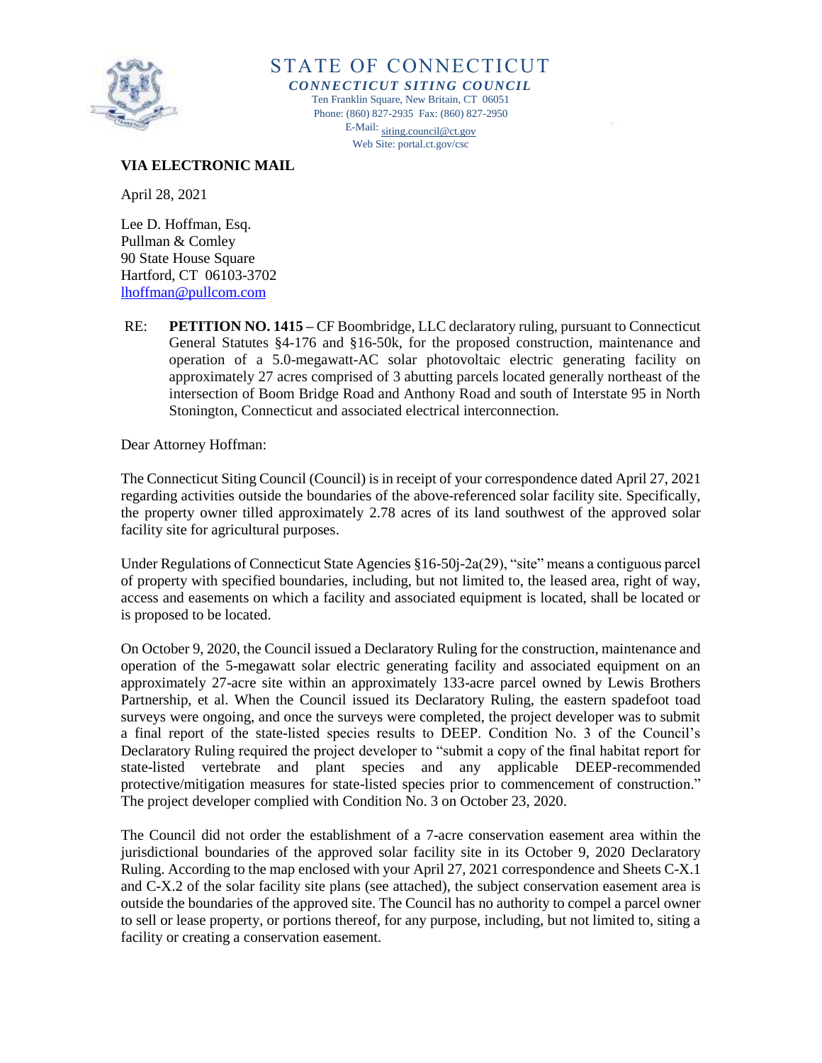# STATE OF CONNECTICUT

***CONNECTICUT SITING COUNCIL***

Ten Franklin Square, New Britain, CT 06051
Phone: (860) 827-2935 Fax: (860) 827-2950
E-Mail: siting.council@ct.gov
Web Site: portal.ct.gov/csc

**VIA ELECTRONIC MAIL**

April 28, 2021

Lee D. Hoffman, Esq.
Pullman & Comley
90 State House Square
Hartford, CT 06103-3702
lhoffman@pullcom.com

RE: **PETITION NO. 1415** – CF Boombridge, LLC declaratory ruling, pursuant to Connecticut General Statutes §4-176 and §16-50k, for the proposed construction, maintenance and operation of a 5.0-megawatt-AC solar photovoltaic electric generating facility on approximately 27 acres comprised of 3 abutting parcels located generally northeast of the intersection of Boom Bridge Road and Anthony Road and south of Interstate 95 in North Stonington, Connecticut and associated electrical interconnection.

Dear Attorney Hoffman:

The Connecticut Siting Council (Council) is in receipt of your correspondence dated April 27, 2021 regarding activities outside the boundaries of the above-referenced solar facility site. Specifically, the property owner tilled approximately 2.78 acres of its land southwest of the approved solar facility site for agricultural purposes.

Under Regulations of Connecticut State Agencies §16-50j-2a(29), "site" means a contiguous parcel of property with specified boundaries, including, but not limited to, the leased area, right of way, access and easements on which a facility and associated equipment is located, shall be located or is proposed to be located.

On October 9, 2020, the Council issued a Declaratory Ruling for the construction, maintenance and operation of the 5-megawatt solar electric generating facility and associated equipment on an approximately 27-acre site within an approximately 133-acre parcel owned by Lewis Brothers Partnership, et al. When the Council issued its Declaratory Ruling, the eastern spadefoot toad surveys were ongoing, and once the surveys were completed, the project developer was to submit a final report of the state-listed species results to DEEP. Condition No. 3 of the Council's Declaratory Ruling required the project developer to "submit a copy of the final habitat report for state-listed vertebrate and plant species and any applicable DEEP-recommended protective/mitigation measures for state-listed species prior to commencement of construction." The project developer complied with Condition No. 3 on October 23, 2020.

The Council did not order the establishment of a 7-acre conservation easement area within the jurisdictional boundaries of the approved solar facility site in its October 9, 2020 Declaratory Ruling. According to the map enclosed with your April 27, 2021 correspondence and Sheets C-X.1 and C-X.2 of the solar facility site plans (see attached), the subject conservation easement area is outside the boundaries of the approved site. The Council has no authority to compel a parcel owner to sell or lease property, or portions thereof, for any purpose, including, but not limited to, siting a facility or creating a conservation easement.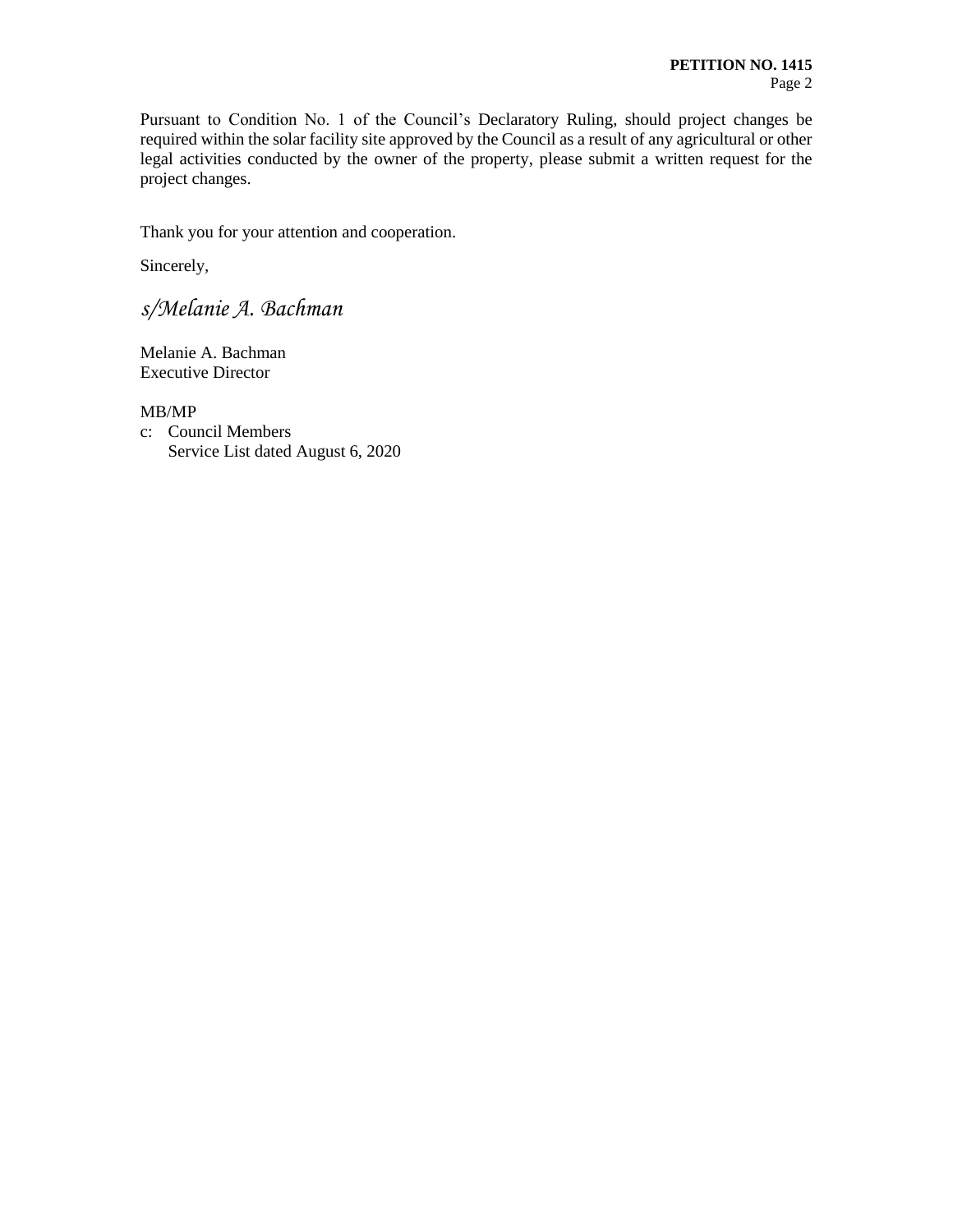Pursuant to Condition No. 1 of the Council's Declaratory Ruling, should project changes be required within the solar facility site approved by the Council as a result of any agricultural or other legal activities conducted by the owner of the property, please submit a written request for the project changes.

Thank you for your attention and cooperation.

Sincerely,

*s/Melanie A. Bachman*

Melanie A. Bachman  
Executive Director

MB/MP  
c: Council Members  
Service List dated August 6, 2020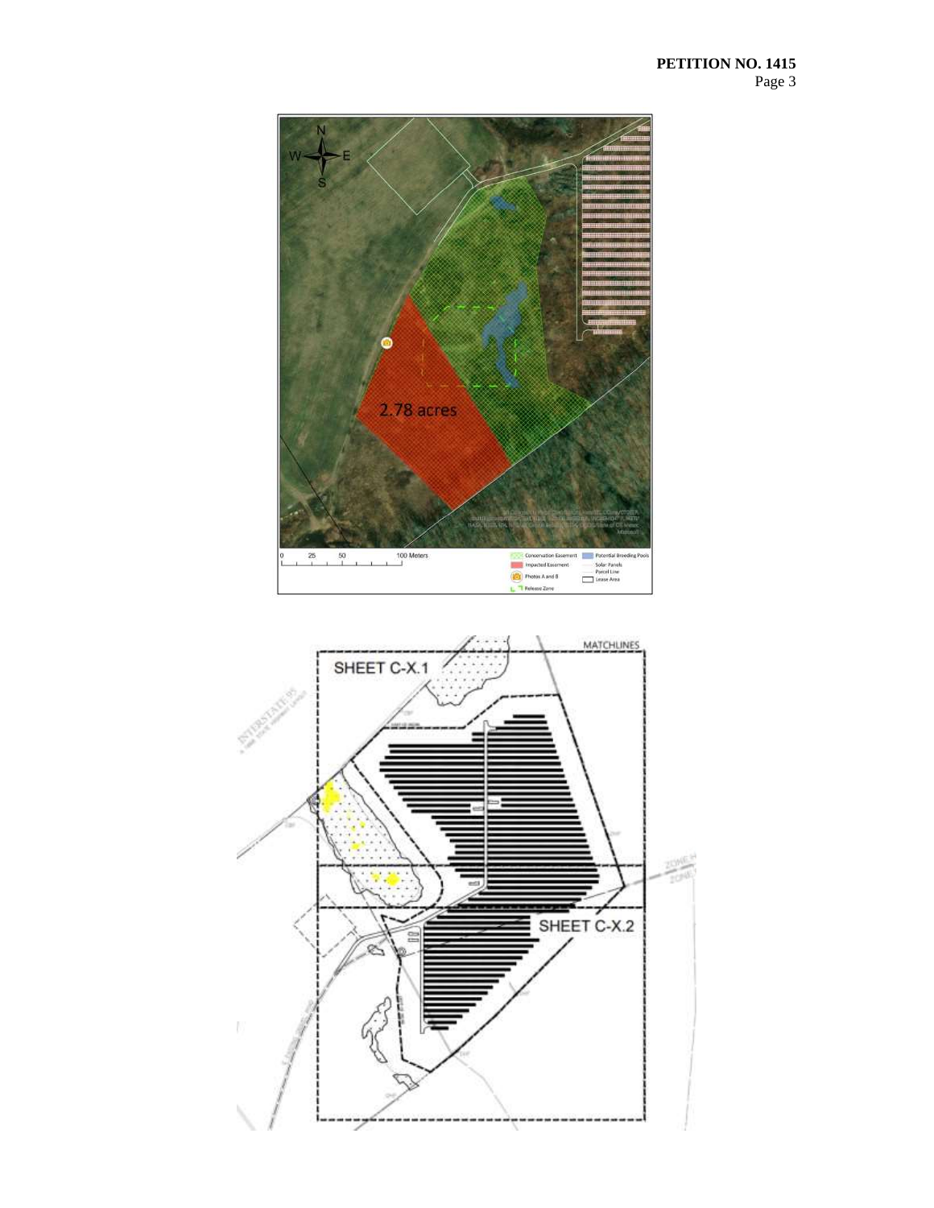2.78 acres

0 25 50 100 Meters

Conservation Easement

Impacted Easement

Photos A and B

Release Zone

Potential Breeding Pools

Solar Panels

Parcel Line

Lease Area

MATCHLINES

SHEET C-X.1

SHEET C-X.2

INTERSTATE 95